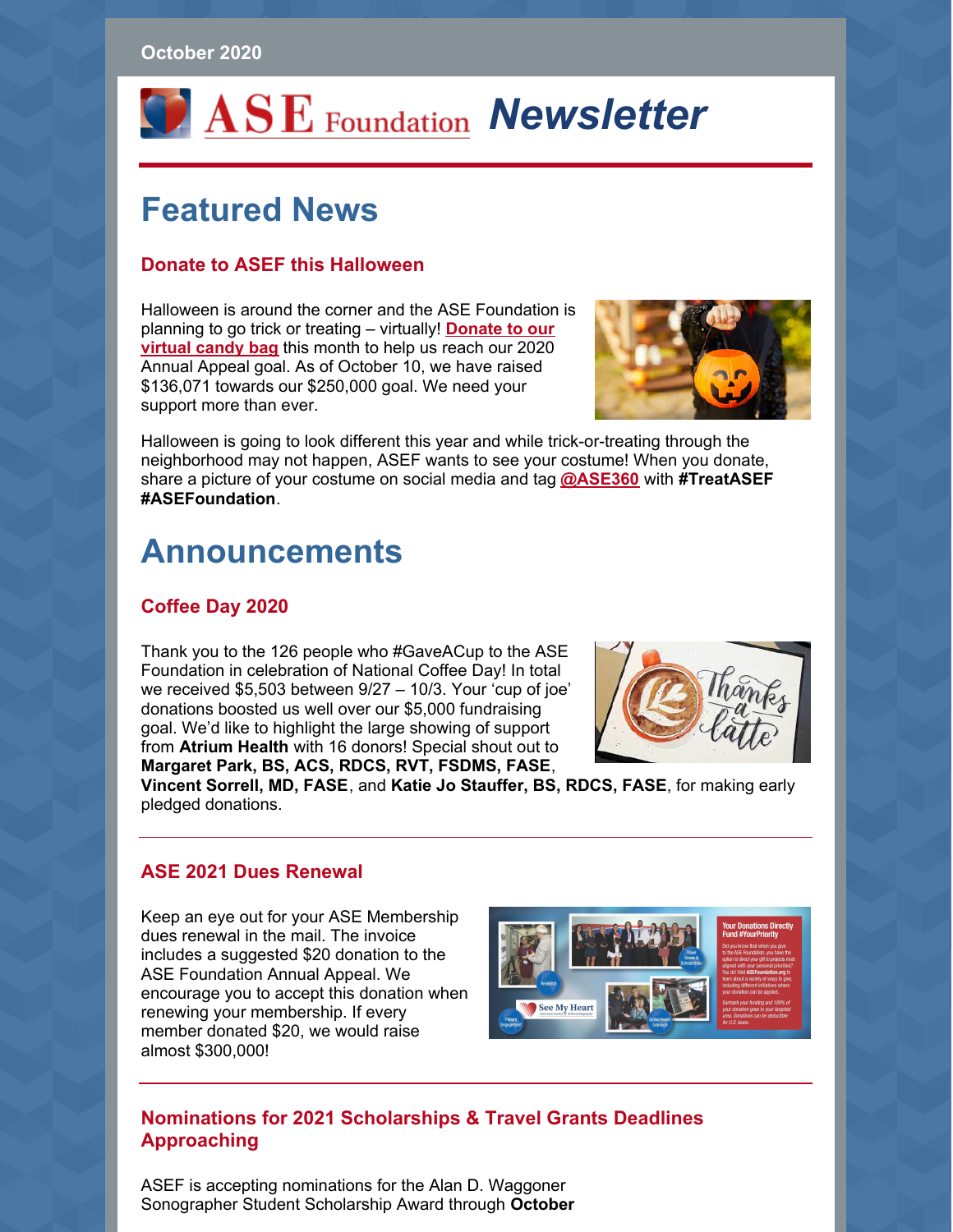October 2020

# ASE Foundation *Newsletter*

# Featured News

### Donate to ASEF this Halloween

Halloween is around the corner and the ASE Foundation is planning to go trick or treating – virtually! **Donate to our virtual candy bag** this month to help us reach our 2020 Annual Appeal goal. As of October 10, we have raised $136,071 towards our $250,000 goal. We need your support more than ever.

Halloween is going to look different this year and while trick-or-treating through the neighborhood may not happen, ASEF wants to see your costume! When you donate, share a picture of your costume on social media and tag **@ASE360** with **#TreatASEF #ASEFoundation**.

# Announcements

### Coffee Day 2020

Thank you to the 126 people who #GaveACup to the ASE Foundation in celebration of National Coffee Day! In total we received $5,503 between 9/27 – 10/3. Your 'cup of joe' donations boosted us well over our $5,000 fundraising goal. We'd like to highlight the large showing of support from **Atrium Health** with 16 donors! Special shout out to **Margaret Park, BS, ACS, RDCS, RVT, FSDMS, FASE**, **Vincent Sorrell, MD, FASE**, and **Katie Jo Stauffer, BS, RDCS, FASE**, for making early pledged donations.

---

### ASE 2021 Dues Renewal

Keep an eye out for your ASE Membership dues renewal in the mail. The invoice includes a suggested $20 donation to the ASE Foundation Annual Appeal. We encourage you to accept this donation when renewing your membership. If every member donated $20, we would raise almost $300,000!

---

### Nominations for 2021 Scholarships & Travel Grants Deadlines Approaching

ASEF is accepting nominations for the Alan D. Waggoner Sonographer Student Scholarship Award through **October**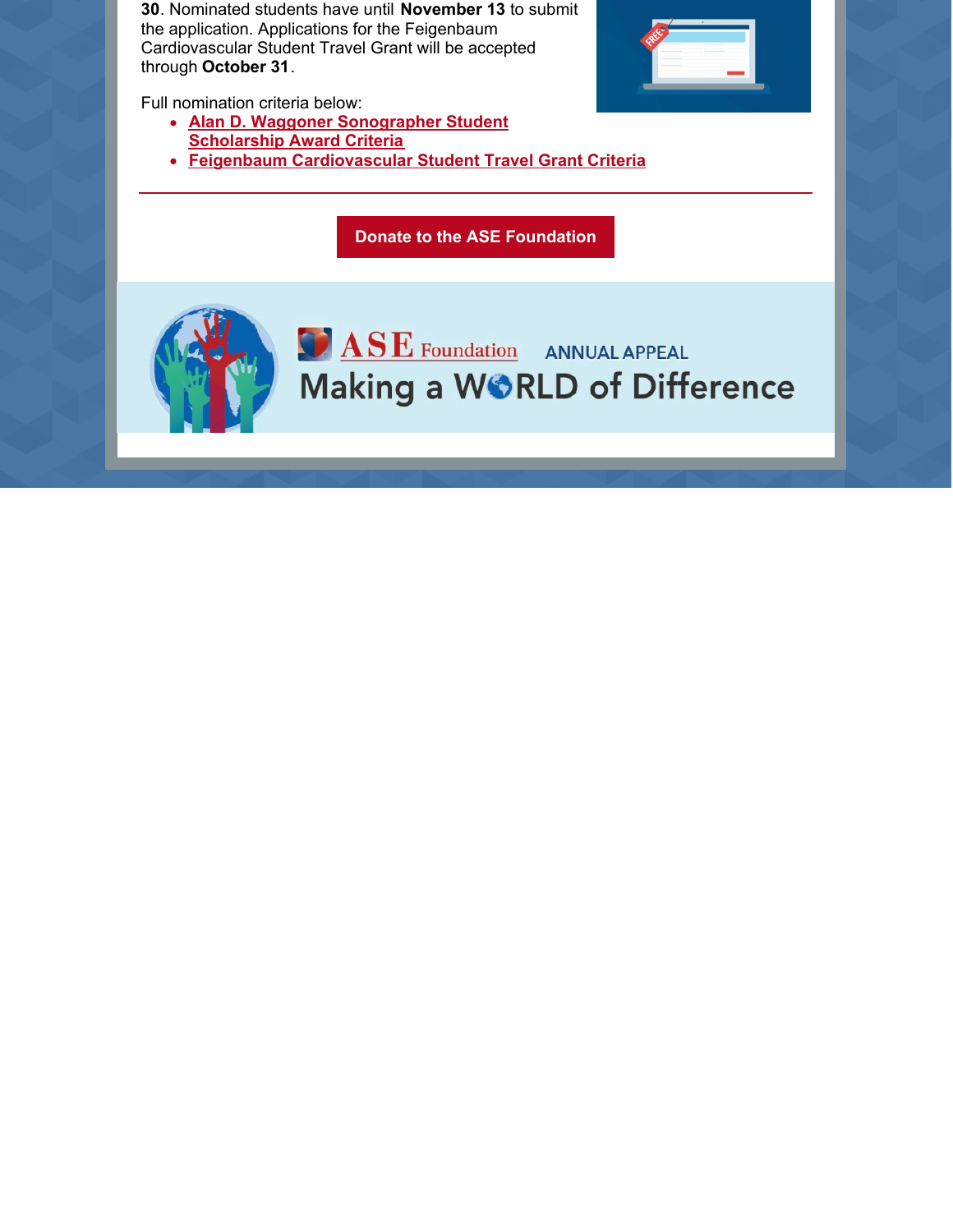**30**. Nominated students have until **November 13** to submit the application. Applications for the Feigenbaum Cardiovascular Student Travel Grant will be accepted through **October 31**.

Full nomination criteria below:

- **Alan D. Waggoner Sonographer Student Scholarship Award Criteria**
- **Feigenbaum Cardiovascular Student Travel Grant Criteria**

---

**Donate to the ASE Foundation**

ASE Foundation ANNUAL APPEAL

Making a WORLD of Difference